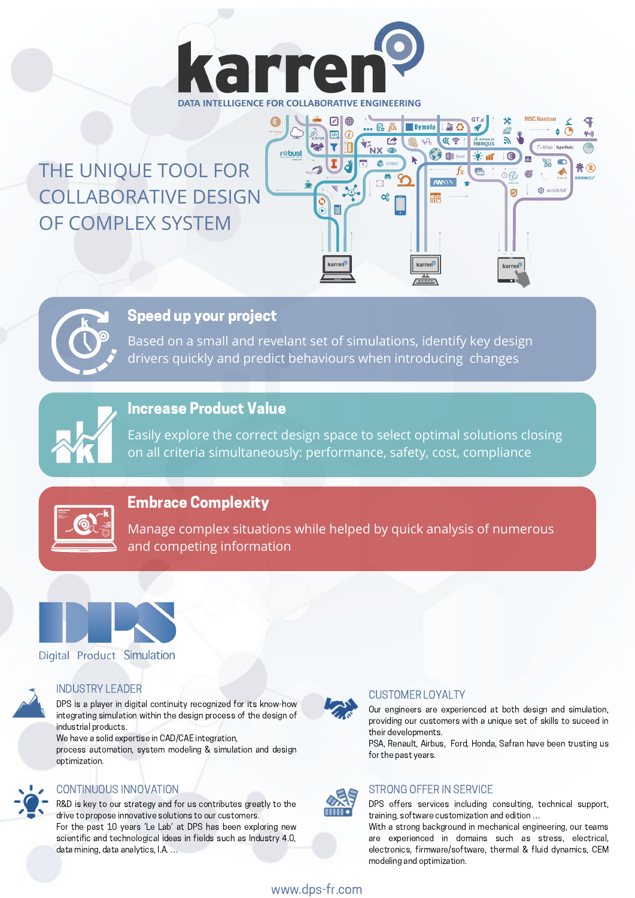# karren

DATA INTELLIGENCE FOR COLLABORATIVE ENGINEERING

## THE UNIQUE TOOL FOR COLLABORATIVE DESIGN OF COMPLEX SYSTEM

### Speed up your project

Based on a small and revelant set of simulations, identify key design drivers quickly and predict behaviours when introducing changes

### Increase Product Value

Easily explore the correct design space to select optimal solutions closing on all criteria simultaneously: performance, safety, cost, compliance

### Embrace Complexity

Manage complex situations while helped by quick analysis of numerous and competing information

## DPS

Digital Product Simulation

### INDUSTRY LEADER

DPS is a player in digital continuity recognized for its know-how integrating simulation within the design process of the design of industrial products.
We have a solid expertise in CAD/CAE integration, process automation, system modeling & simulation and design optimization.

### CUSTOMER LOYALTY

Our engineers are experienced at both design and simulation, providing our customers with a unique set of skills to suceed in their developments.
PSA, Renault, Airbus, Ford, Honda, Safran have been trusting us for the past years.

### CONTINUOUS INNOVATION

R&D is key to our strategy and for us contributes greatly to the drive to propose innovative solutions to our customers.
For the past 10 years 'Le Lab' at DPS has been exploring new scientific and technological ideas in fields such as Industry 4.0, data mining, data analytics, I.A. ...

### STRONG OFFER IN SERVICE

DPS offers services including consulting, technical support, training, software customization and edition ...
With a strong background in mechanical engineering, our teams are experienced in domains such as stress, electrical, electronics, firmware/software, thermal & fluid dynamics, CEM modeling and optimization.

www.dps-fr.com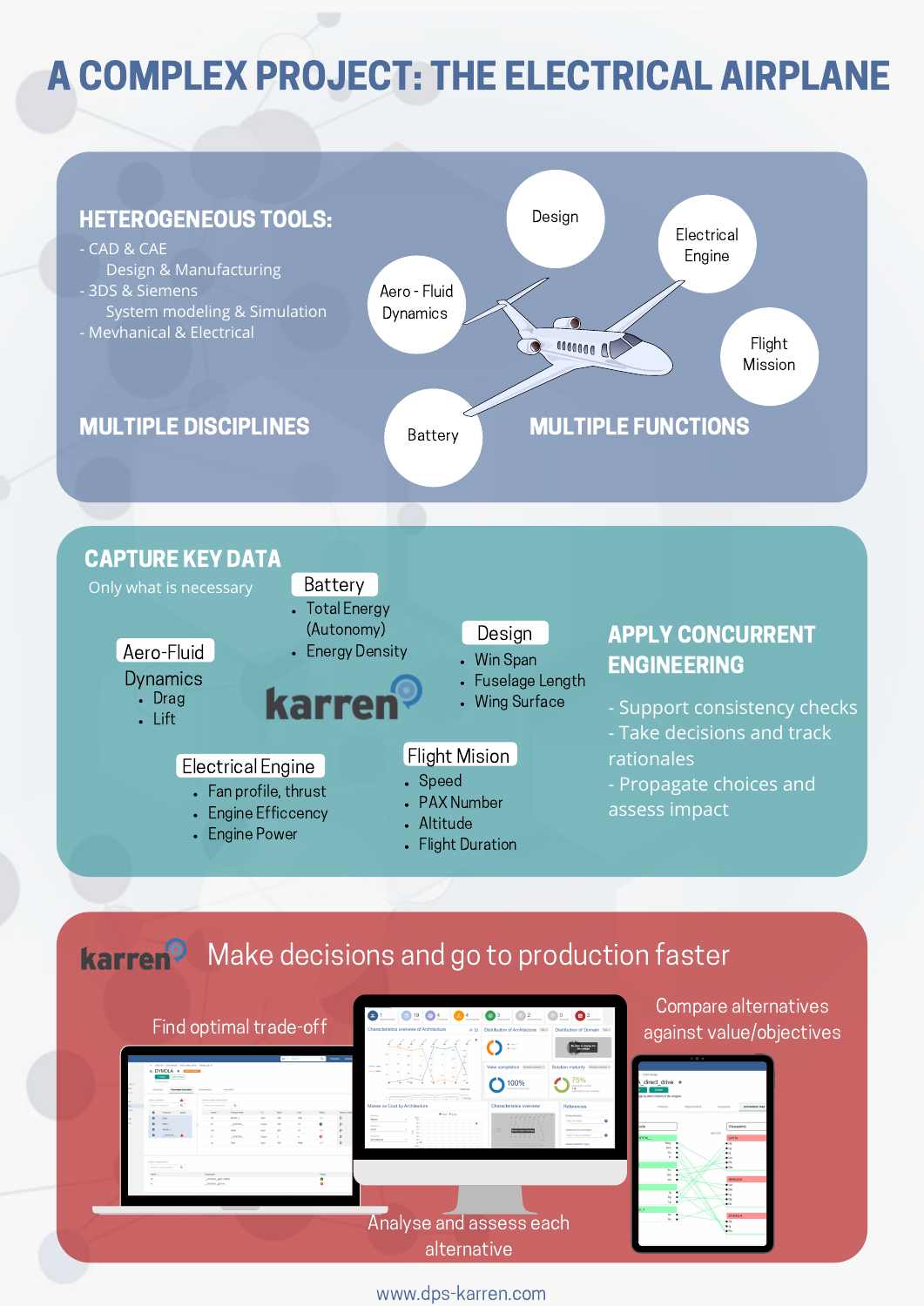# A COMPLEX PROJECT: THE ELECTRICAL AIRPLANE

## HETEROGENEOUS TOOLS:

- CAD & CAE
  Design & Manufacturing
- 3DS & Siemens
  System modeling & Simulation
- Mevhanical & Electrical

Design

Electrical Engine

Aero - Fluid Dynamics

Flight Mission

Battery

## MULTIPLE DISCIPLINES

## MULTIPLE FUNCTIONS

## CAPTURE KEY DATA

Only what is necessary

**Battery**
- Total Energy (Autonomy)
- Energy Density

**Aero-Fluid Dynamics**
- Drag
- Lift

**Design**
- Win Span
- Fuselage Length
- Wing Surface

karren

**Electrical Engine**
- Fan profile, thrust
- Engine Efficcency
- Engine Power

**Flight Mision**
- Speed
- PAX Number
- Altitude
- Flight Duration

## APPLY CONCURRENT ENGINEERING

- Support consistency checks
- Take decisions and track rationales
- Propagate choices and assess impact

karren Make decisions and go to production faster

Find optimal trade-off

Compare alternatives against value/objectives

Analyse and assess each alternative

www.dps-karren.com